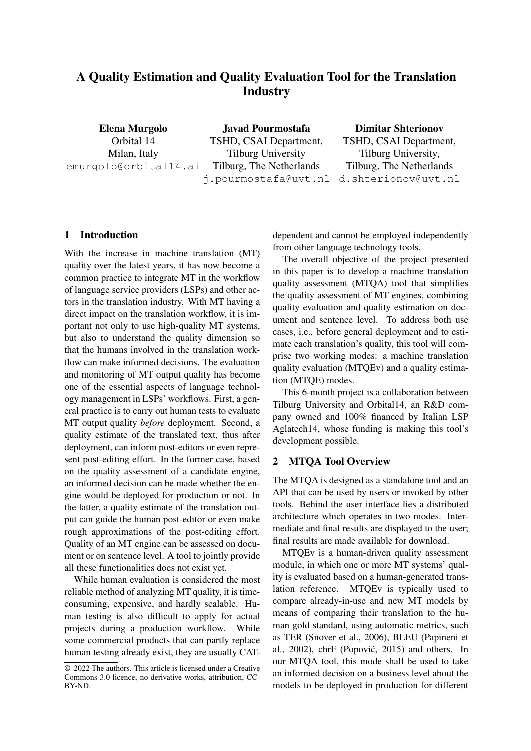# A Quality Estimation and Quality Evaluation Tool for the Translation Industry

**Elena Murgolo**
Orbital 14
Milan, Italy
emurgolo@orbital14.ai

**Javad Pourmostafa**
TSHD, CSAI Department,
Tilburg University
Tilburg, The Netherlands
j.pourmostafa@uvt.nl

**Dimitar Shterionov**
TSHD, CSAI Department,
Tilburg University,
Tilburg, The Netherlands
d.shterionov@uvt.nl

## 1 Introduction

With the increase in machine translation (MT) quality over the latest years, it has now become a common practice to integrate MT in the workflow of language service providers (LSPs) and other actors in the translation industry. With MT having a direct impact on the translation workflow, it is important not only to use high-quality MT systems, but also to understand the quality dimension so that the humans involved in the translation workflow can make informed decisions. The evaluation and monitoring of MT output quality has become one of the essential aspects of language technology management in LSPs' workflows. First, a general practice is to carry out human tests to evaluate MT output quality *before* deployment. Second, a quality estimate of the translated text, thus after deployment, can inform post-editors or even represent post-editing effort. In the former case, based on the quality assessment of a candidate engine, an informed decision can be made whether the engine would be deployed for production or not. In the latter, a quality estimate of the translation output can guide the human post-editor or even make rough approximations of the post-editing effort. Quality of an MT engine can be assessed on document or on sentence level. A tool to jointly provide all these functionalities does not exist yet.

While human evaluation is considered the most reliable method of analyzing MT quality, it is time-consuming, expensive, and hardly scalable. Human testing is also difficult to apply for actual projects during a production workflow. While some commercial products that can partly replace human testing already exist, they are usually CAT-dependent and cannot be employed independently from other language technology tools.

The overall objective of the project presented in this paper is to develop a machine translation quality assessment (MTQA) tool that simplifies the quality assessment of MT engines, combining quality evaluation and quality estimation on document and sentence level. To address both use cases, i.e., before general deployment and to estimate each translation's quality, this tool will comprise two working modes: a machine translation quality evaluation (MTQEv) and a quality estimation (MTQE) modes.

This 6-month project is a collaboration between Tilburg University and Orbital14, an R&D company owned and 100% financed by Italian LSP Aglatech14, whose funding is making this tool's development possible.

## 2 MTQA Tool Overview

The MTQA is designed as a standalone tool and an API that can be used by users or invoked by other tools. Behind the user interface lies a distributed architecture which operates in two modes. Intermediate and final results are displayed to the user; final results are made available for download.

MTQEv is a human-driven quality assessment module, in which one or more MT systems' quality is evaluated based on a human-generated translation reference. MTQEv is typically used to compare already-in-use and new MT models by means of comparing their translation to the human gold standard, using automatic metrics, such as TER (Snover et al., 2006), BLEU (Papineni et al., 2002), chrF (Popović, 2015) and others. In our MTQA tool, this mode shall be used to take an informed decision on a business level about the models to be deployed in production for different

© 2022 The authors. This article is licensed under a Creative Commons 3.0 licence, no derivative works, attribution, CC-BY-ND.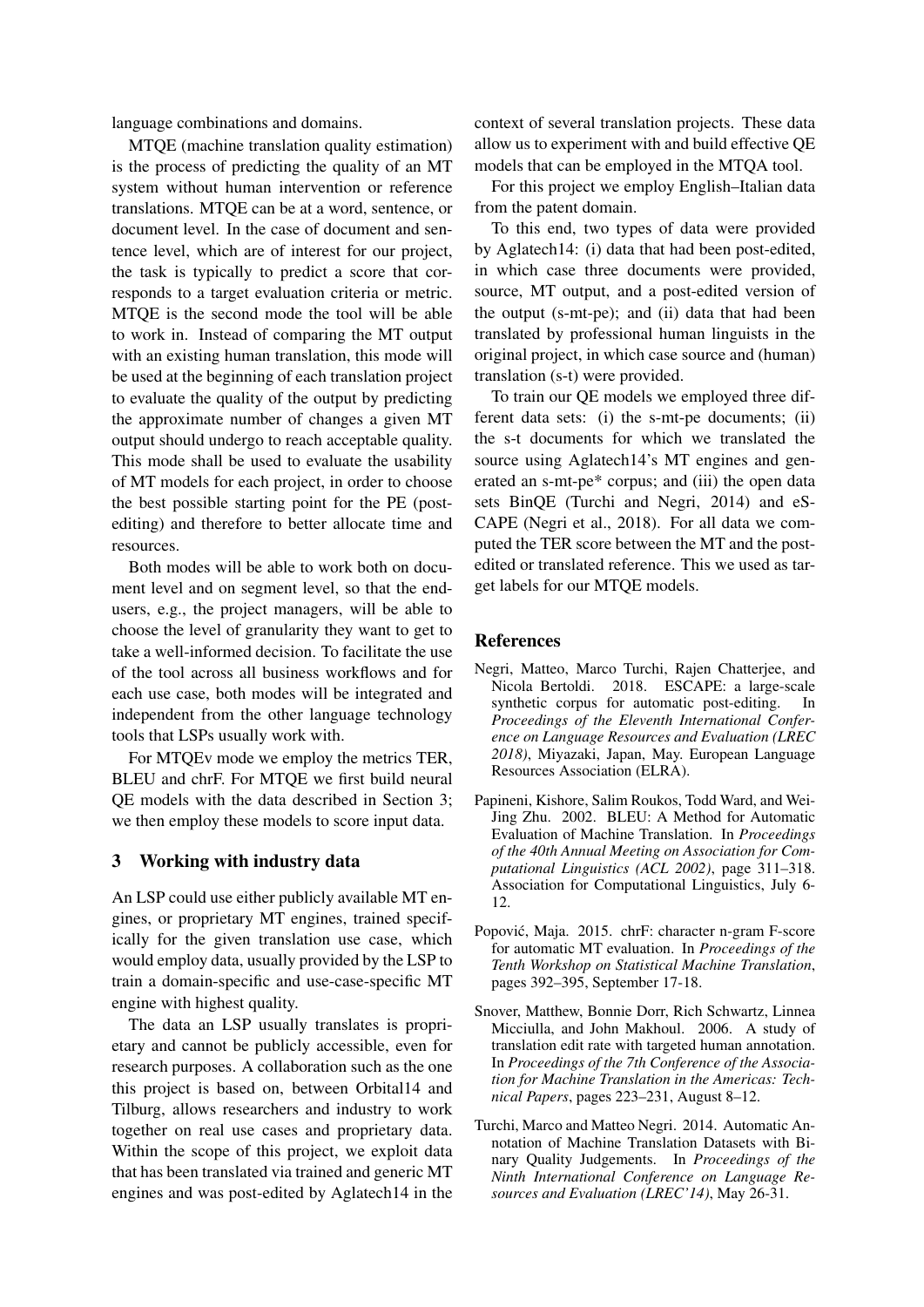language combinations and domains.

MTQE (machine translation quality estimation) is the process of predicting the quality of an MT system without human intervention or reference translations. MTQE can be at a word, sentence, or document level. In the case of document and sentence level, which are of interest for our project, the task is typically to predict a score that corresponds to a target evaluation criteria or metric. MTQE is the second mode the tool will be able to work in. Instead of comparing the MT output with an existing human translation, this mode will be used at the beginning of each translation project to evaluate the quality of the output by predicting the approximate number of changes a given MT output should undergo to reach acceptable quality. This mode shall be used to evaluate the usability of MT models for each project, in order to choose the best possible starting point for the PE (post-editing) and therefore to better allocate time and resources.

Both modes will be able to work both on document level and on segment level, so that the end-users, e.g., the project managers, will be able to choose the level of granularity they want to get to take a well-informed decision. To facilitate the use of the tool across all business workflows and for each use case, both modes will be integrated and independent from the other language technology tools that LSPs usually work with.

For MTQEv mode we employ the metrics TER, BLEU and chrF. For MTQE we first build neural QE models with the data described in Section 3; we then employ these models to score input data.

## 3 Working with industry data

An LSP could use either publicly available MT engines, or proprietary MT engines, trained specifically for the given translation use case, which would employ data, usually provided by the LSP to train a domain-specific and use-case-specific MT engine with highest quality.

The data an LSP usually translates is proprietary and cannot be publicly accessible, even for research purposes. A collaboration such as the one this project is based on, between Orbital14 and Tilburg, allows researchers and industry to work together on real use cases and proprietary data. Within the scope of this project, we exploit data that has been translated via trained and generic MT engines and was post-edited by Aglatech14 in the context of several translation projects. These data allow us to experiment with and build effective QE models that can be employed in the MTQA tool.

For this project we employ English–Italian data from the patent domain.

To this end, two types of data were provided by Aglatech14: (i) data that had been post-edited, in which case three documents were provided, source, MT output, and a post-edited version of the output (s-mt-pe); and (ii) data that had been translated by professional human linguists in the original project, in which case source and (human) translation (s-t) were provided.

To train our QE models we employed three different data sets: (i) the s-mt-pe documents; (ii) the s-t documents for which we translated the source using Aglatech14's MT engines and generated an s-mt-pe* corpus; and (iii) the open data sets BinQE (Turchi and Negri, 2014) and eSCAPE (Negri et al., 2018). For all data we computed the TER score between the MT and the post-edited or translated reference. This we used as target labels for our MTQE models.

## References

Negri, Matteo, Marco Turchi, Rajen Chatterjee, and Nicola Bertoldi. 2018. ESCAPE: a large-scale synthetic corpus for automatic post-editing. In *Proceedings of the Eleventh International Conference on Language Resources and Evaluation (LREC 2018)*, Miyazaki, Japan, May. European Language Resources Association (ELRA).

Papineni, Kishore, Salim Roukos, Todd Ward, and Wei-Jing Zhu. 2002. BLEU: A Method for Automatic Evaluation of Machine Translation. In *Proceedings of the 40th Annual Meeting on Association for Computational Linguistics (ACL 2002)*, page 311–318. Association for Computational Linguistics, July 6-12.

Popović, Maja. 2015. chrF: character n-gram F-score for automatic MT evaluation. In *Proceedings of the Tenth Workshop on Statistical Machine Translation*, pages 392–395, September 17-18.

Snover, Matthew, Bonnie Dorr, Rich Schwartz, Linnea Micciulla, and John Makhoul. 2006. A study of translation edit rate with targeted human annotation. In *Proceedings of the 7th Conference of the Association for Machine Translation in the Americas: Technical Papers*, pages 223–231, August 8–12.

Turchi, Marco and Matteo Negri. 2014. Automatic Annotation of Machine Translation Datasets with Binary Quality Judgements. In *Proceedings of the Ninth International Conference on Language Resources and Evaluation (LREC'14)*, May 26-31.